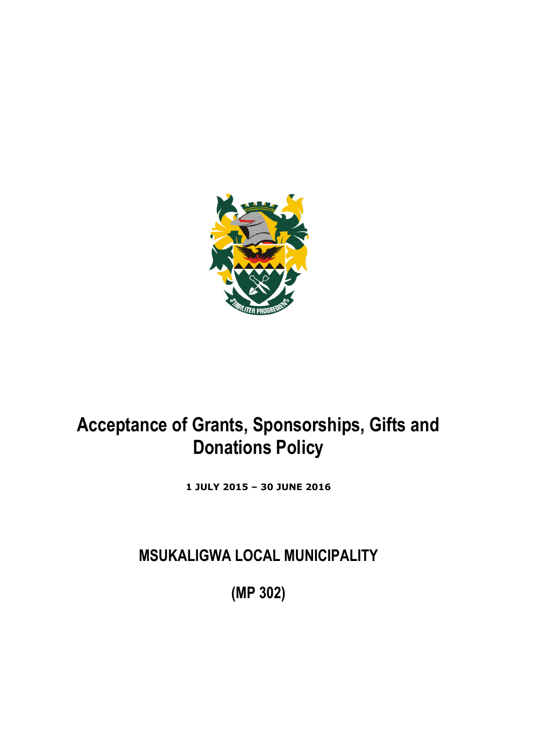# Acceptance of Grants, Sponsorships, Gifts and Donations Policy

**1 JULY 2015 – 30 JUNE 2016**

## MSUKALIGWA LOCAL MUNICIPALITY

## (MP 302)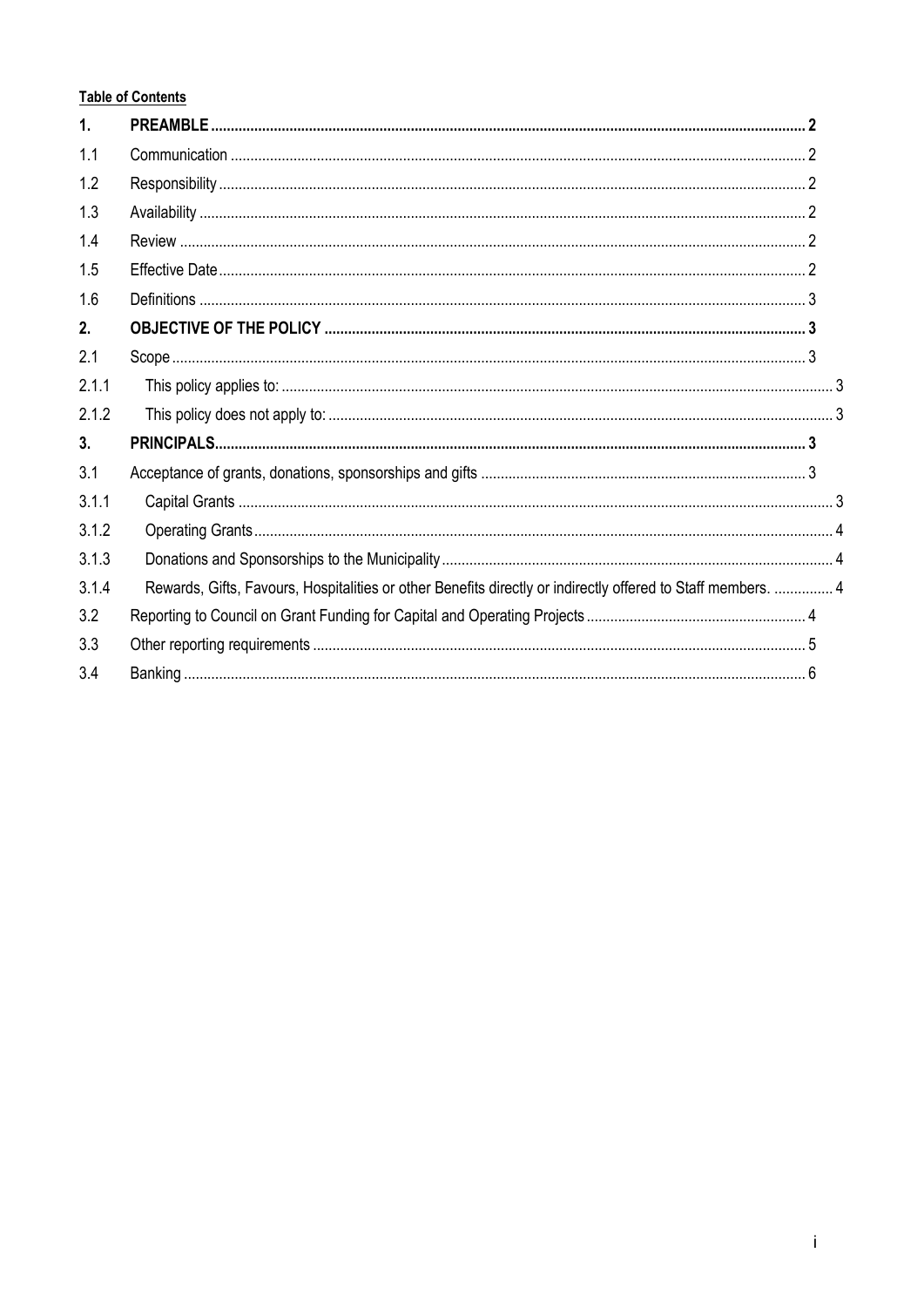**Table of Contents**

| | | |
|---|---|---|
| **1.** | **PREAMBLE** | **2** |
| 1.1 | Communication | 2 |
| 1.2 | Responsibility | 2 |
| 1.3 | Availability | 2 |
| 1.4 | Review | 2 |
| 1.5 | Effective Date | 2 |
| 1.6 | Definitions | 3 |
| **2.** | **OBJECTIVE OF THE POLICY** | **3** |
| 2.1 | Scope | 3 |
| 2.1.1 | This policy applies to: | 3 |
| 2.1.2 | This policy does not apply to: | 3 |
| **3.** | **PRINCIPALS** | **3** |
| 3.1 | Acceptance of grants, donations, sponsorships and gifts | 3 |
| 3.1.1 | Capital Grants | 3 |
| 3.1.2 | Operating Grants | 4 |
| 3.1.3 | Donations and Sponsorships to the Municipality | 4 |
| 3.1.4 | Rewards, Gifts, Favours, Hospitalities or other Benefits directly or indirectly offered to Staff members. | 4 |
| 3.2 | Reporting to Council on Grant Funding for Capital and Operating Projects | 4 |
| 3.3 | Other reporting requirements | 5 |
| 3.4 | Banking | 6 |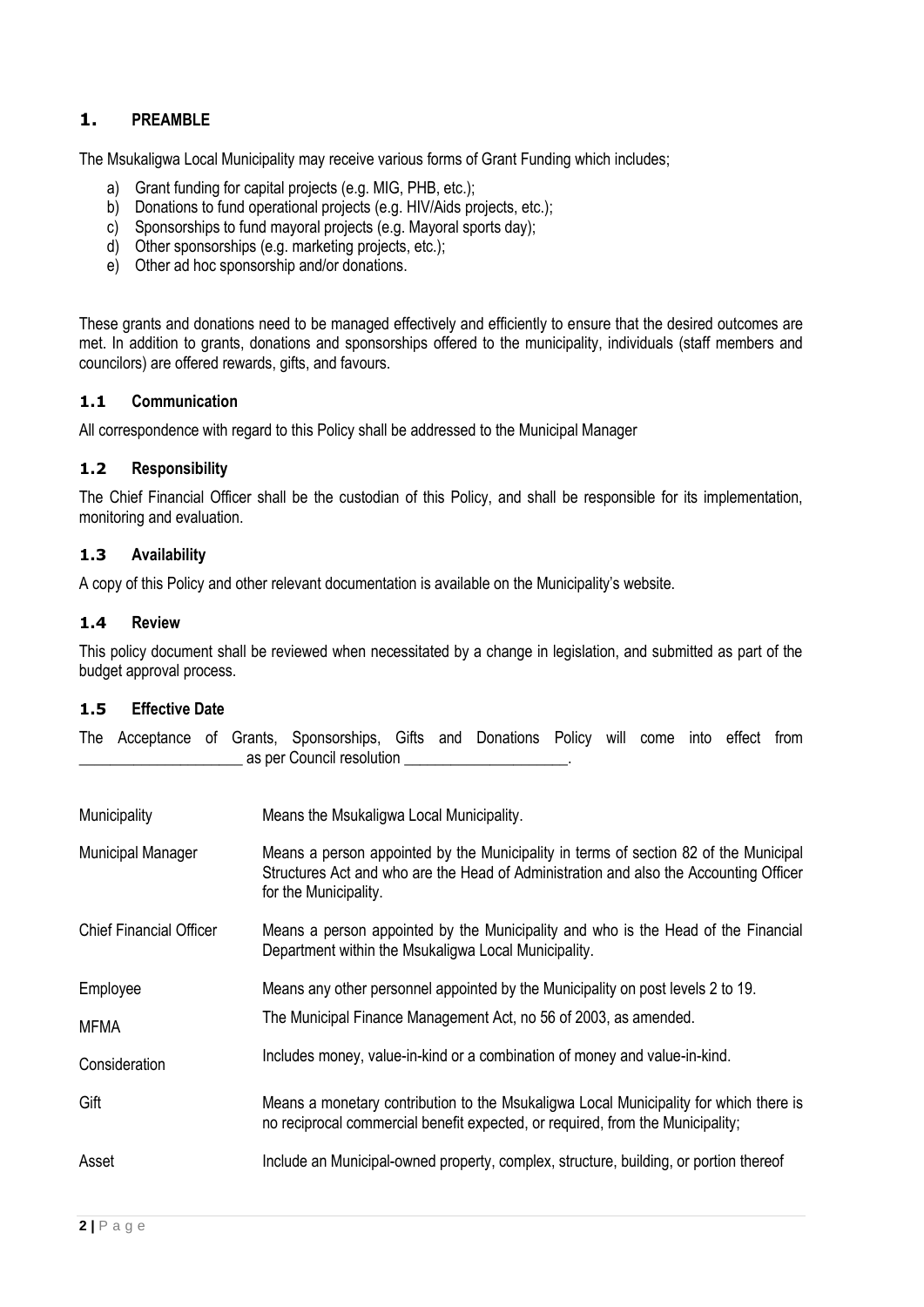## 1. PREAMBLE

The Msukaligwa Local Municipality may receive various forms of Grant Funding which includes;

a) Grant funding for capital projects (e.g. MIG, PHB, etc.);
b) Donations to fund operational projects (e.g. HIV/Aids projects, etc.);
c) Sponsorships to fund mayoral projects (e.g. Mayoral sports day);
d) Other sponsorships (e.g. marketing projects, etc.);
e) Other ad hoc sponsorship and/or donations.

These grants and donations need to be managed effectively and efficiently to ensure that the desired outcomes are met. In addition to grants, donations and sponsorships offered to the municipality, individuals (staff members and councilors) are offered rewards, gifts, and favours.

### 1.1 Communication

All correspondence with regard to this Policy shall be addressed to the Municipal Manager

### 1.2 Responsibility

The Chief Financial Officer shall be the custodian of this Policy, and shall be responsible for its implementation, monitoring and evaluation.

### 1.3 Availability

A copy of this Policy and other relevant documentation is available on the Municipality's website.

### 1.4 Review

This policy document shall be reviewed when necessitated by a change in legislation, and submitted as part of the budget approval process.

### 1.5 Effective Date

The Acceptance of Grants, Sponsorships, Gifts and Donations Policy will come into effect from _____________________ as per Council resolution _____________________.

| | |
|---|---|
| Municipality | Means the Msukaligwa Local Municipality. |
| Municipal Manager | Means a person appointed by the Municipality in terms of section 82 of the Municipal Structures Act and who are the Head of Administration and also the Accounting Officer for the Municipality. |
| Chief Financial Officer | Means a person appointed by the Municipality and who is the Head of the Financial Department within the Msukaligwa Local Municipality. |
| Employee | Means any other personnel appointed by the Municipality on post levels 2 to 19. |
| MFMA | The Municipal Finance Management Act, no 56 of 2003, as amended. |
| Consideration | Includes money, value-in-kind or a combination of money and value-in-kind. |
| Gift | Means a monetary contribution to the Msukaligwa Local Municipality for which there is no reciprocal commercial benefit expected, or required, from the Municipality; |
| Asset | Include an Municipal-owned property, complex, structure, building, or portion thereof |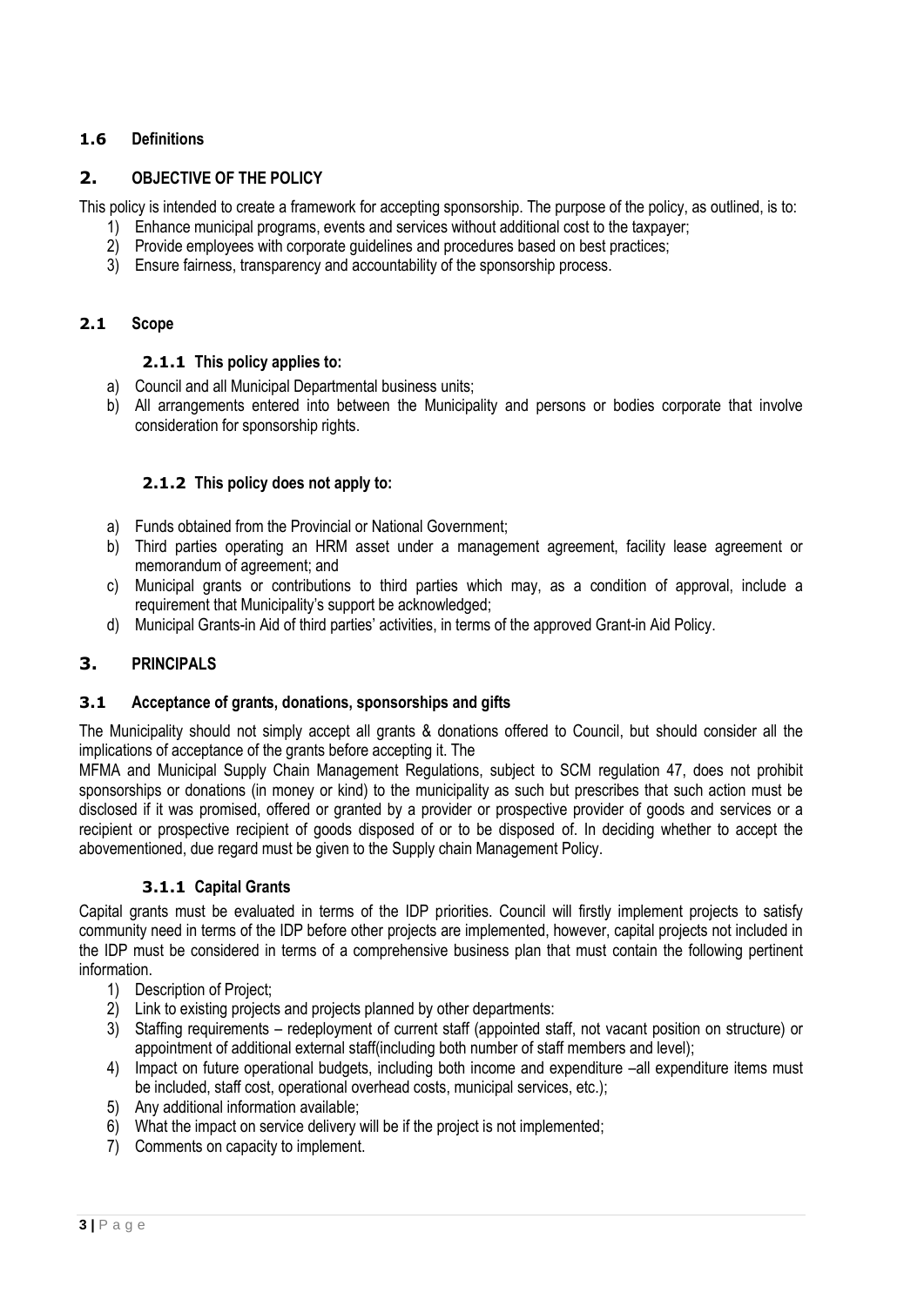### 1.6 Definitions

## 2. OBJECTIVE OF THE POLICY

This policy is intended to create a framework for accepting sponsorship. The purpose of the policy, as outlined, is to:

1) Enhance municipal programs, events and services without additional cost to the taxpayer;
2) Provide employees with corporate guidelines and procedures based on best practices;
3) Ensure fairness, transparency and accountability of the sponsorship process.

### 2.1 Scope

#### 2.1.1 This policy applies to:

a) Council and all Municipal Departmental business units;
b) All arrangements entered into between the Municipality and persons or bodies corporate that involve consideration for sponsorship rights.

#### 2.1.2 This policy does not apply to:

a) Funds obtained from the Provincial or National Government;
b) Third parties operating an HRM asset under a management agreement, facility lease agreement or memorandum of agreement; and
c) Municipal grants or contributions to third parties which may, as a condition of approval, include a requirement that Municipality's support be acknowledged;
d) Municipal Grants-in Aid of third parties' activities, in terms of the approved Grant-in Aid Policy.

## 3. PRINCIPALS

### 3.1 Acceptance of grants, donations, sponsorships and gifts

The Municipality should not simply accept all grants & donations offered to Council, but should consider all the implications of acceptance of the grants before accepting it. The

MFMA and Municipal Supply Chain Management Regulations, subject to SCM regulation 47, does not prohibit sponsorships or donations (in money or kind) to the municipality as such but prescribes that such action must be disclosed if it was promised, offered or granted by a provider or prospective provider of goods and services or a recipient or prospective recipient of goods disposed of or to be disposed of. In deciding whether to accept the abovementioned, due regard must be given to the Supply chain Management Policy.

#### 3.1.1 Capital Grants

Capital grants must be evaluated in terms of the IDP priorities. Council will firstly implement projects to satisfy community need in terms of the IDP before other projects are implemented, however, capital projects not included in the IDP must be considered in terms of a comprehensive business plan that must contain the following pertinent information.

1) Description of Project;
2) Link to existing projects and projects planned by other departments:
3) Staffing requirements – redeployment of current staff (appointed staff, not vacant position on structure) or appointment of additional external staff(including both number of staff members and level);
4) Impact on future operational budgets, including both income and expenditure –all expenditure items must be included, staff cost, operational overhead costs, municipal services, etc.);
5) Any additional information available;
6) What the impact on service delivery will be if the project is not implemented;
7) Comments on capacity to implement.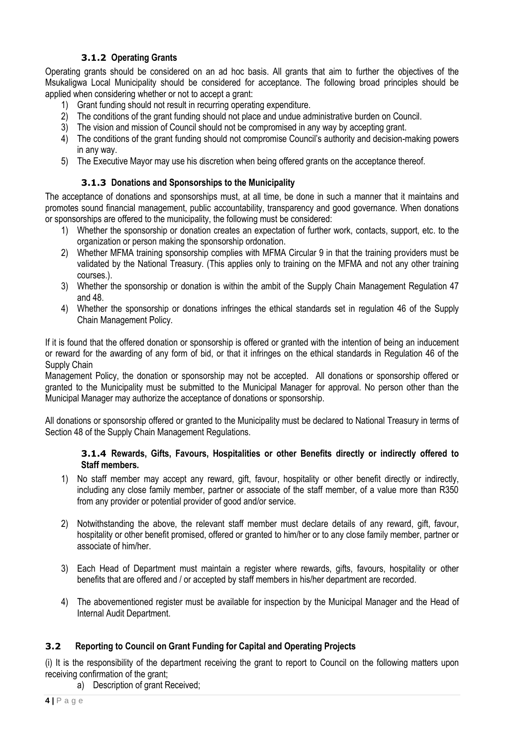### 3.1.2 Operating Grants

Operating grants should be considered on an ad hoc basis. All grants that aim to further the objectives of the Msukaligwa Local Municipality should be considered for acceptance. The following broad principles should be applied when considering whether or not to accept a grant:

1) Grant funding should not result in recurring operating expenditure.
2) The conditions of the grant funding should not place and undue administrative burden on Council.
3) The vision and mission of Council should not be compromised in any way by accepting grant.
4) The conditions of the grant funding should not compromise Council's authority and decision-making powers in any way.
5) The Executive Mayor may use his discretion when being offered grants on the acceptance thereof.

### 3.1.3 Donations and Sponsorships to the Municipality

The acceptance of donations and sponsorships must, at all time, be done in such a manner that it maintains and promotes sound financial management, public accountability, transparency and good governance. When donations or sponsorships are offered to the municipality, the following must be considered:

1) Whether the sponsorship or donation creates an expectation of further work, contacts, support, etc. to the organization or person making the sponsorship ordonation.
2) Whether MFMA training sponsorship complies with MFMA Circular 9 in that the training providers must be validated by the National Treasury. (This applies only to training on the MFMA and not any other training courses.).
3) Whether the sponsorship or donation is within the ambit of the Supply Chain Management Regulation 47 and 48.
4) Whether the sponsorship or donations infringes the ethical standards set in regulation 46 of the Supply Chain Management Policy.

If it is found that the offered donation or sponsorship is offered or granted with the intention of being an inducement or reward for the awarding of any form of bid, or that it infringes on the ethical standards in Regulation 46 of the Supply Chain
Management Policy, the donation or sponsorship may not be accepted. All donations or sponsorship offered or granted to the Municipality must be submitted to the Municipal Manager for approval. No person other than the Municipal Manager may authorize the acceptance of donations or sponsorship.

All donations or sponsorship offered or granted to the Municipality must be declared to National Treasury in terms of Section 48 of the Supply Chain Management Regulations.

### 3.1.4 Rewards, Gifts, Favours, Hospitalities or other Benefits directly or indirectly offered to Staff members.

1) No staff member may accept any reward, gift, favour, hospitality or other benefit directly or indirectly, including any close family member, partner or associate of the staff member, of a value more than R350 from any provider or potential provider of good and/or service.

2) Notwithstanding the above, the relevant staff member must declare details of any reward, gift, favour, hospitality or other benefit promised, offered or granted to him/her or to any close family member, partner or associate of him/her.

3) Each Head of Department must maintain a register where rewards, gifts, favours, hospitality or other benefits that are offered and / or accepted by staff members in his/her department are recorded.

4) The abovementioned register must be available for inspection by the Municipal Manager and the Head of Internal Audit Department.

## 3.2 Reporting to Council on Grant Funding for Capital and Operating Projects

(i) It is the responsibility of the department receiving the grant to report to Council on the following matters upon receiving confirmation of the grant;

a) Description of grant Received;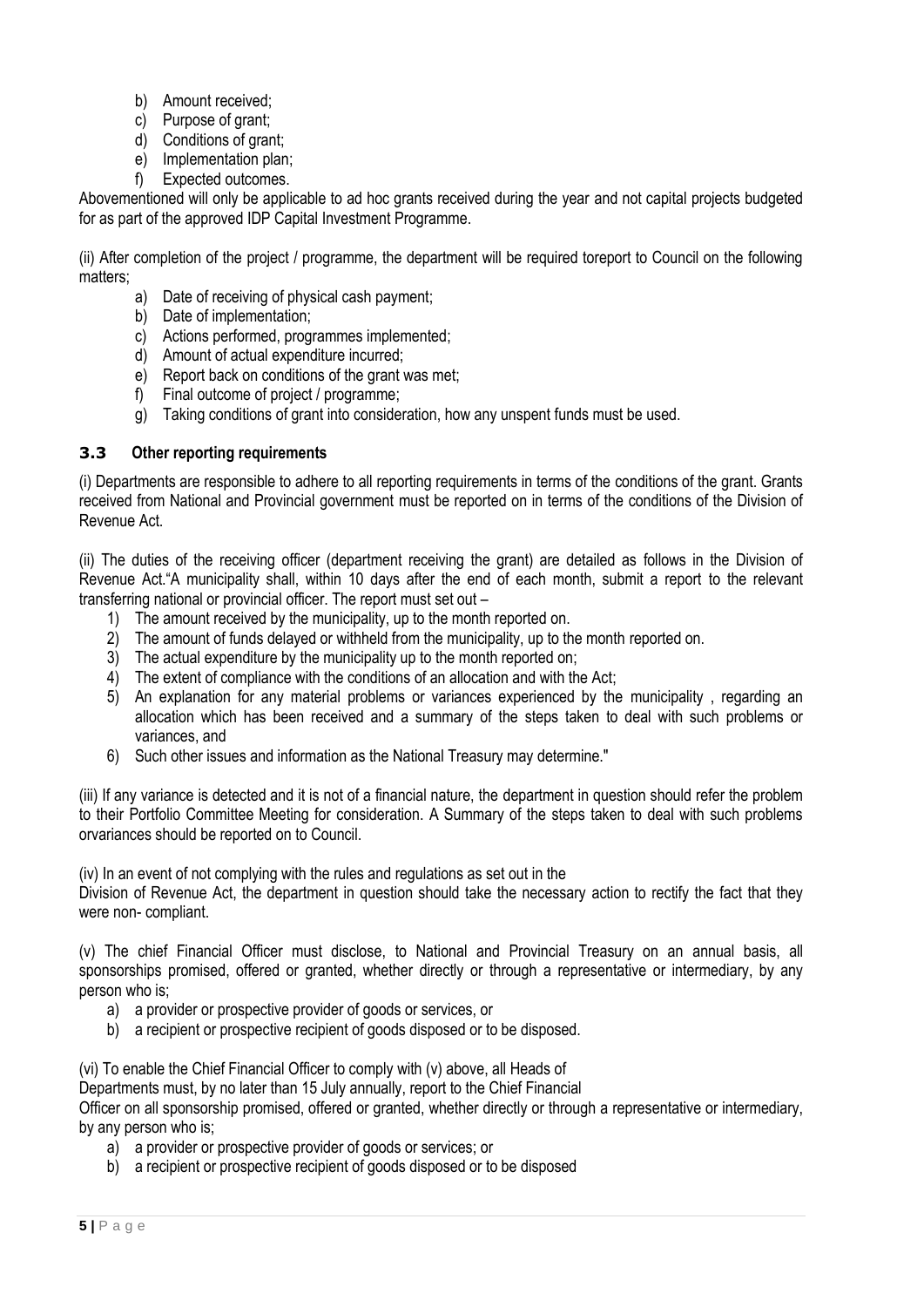b) Amount received;
c) Purpose of grant;
d) Conditions of grant;
e) Implementation plan;
f) Expected outcomes.

Abovementioned will only be applicable to ad hoc grants received during the year and not capital projects budgeted for as part of the approved IDP Capital Investment Programme.

(ii) After completion of the project / programme, the department will be required toreport to Council on the following matters;

a) Date of receiving of physical cash payment;
b) Date of implementation;
c) Actions performed, programmes implemented;
d) Amount of actual expenditure incurred;
e) Report back on conditions of the grant was met;
f) Final outcome of project / programme;
g) Taking conditions of grant into consideration, how any unspent funds must be used.

### 3.3 Other reporting requirements

(i) Departments are responsible to adhere to all reporting requirements in terms of the conditions of the grant. Grants received from National and Provincial government must be reported on in terms of the conditions of the Division of Revenue Act.

(ii) The duties of the receiving officer (department receiving the grant) are detailed as follows in the Division of Revenue Act."A municipality shall, within 10 days after the end of each month, submit a report to the relevant transferring national or provincial officer. The report must set out –

1) The amount received by the municipality, up to the month reported on.
2) The amount of funds delayed or withheld from the municipality, up to the month reported on.
3) The actual expenditure by the municipality up to the month reported on;
4) The extent of compliance with the conditions of an allocation and with the Act;
5) An explanation for any material problems or variances experienced by the municipality , regarding an allocation which has been received and a summary of the steps taken to deal with such problems or variances, and
6) Such other issues and information as the National Treasury may determine."

(iii) If any variance is detected and it is not of a financial nature, the department in question should refer the problem to their Portfolio Committee Meeting for consideration. A Summary of the steps taken to deal with such problems orvariances should be reported on to Council.

(iv) In an event of not complying with the rules and regulations as set out in the Division of Revenue Act, the department in question should take the necessary action to rectify the fact that they were non- compliant.

(v) The chief Financial Officer must disclose, to National and Provincial Treasury on an annual basis, all sponsorships promised, offered or granted, whether directly or through a representative or intermediary, by any person who is;

a) a provider or prospective provider of goods or services, or
b) a recipient or prospective recipient of goods disposed or to be disposed.

(vi) To enable the Chief Financial Officer to comply with (v) above, all Heads of Departments must, by no later than 15 July annually, report to the Chief Financial Officer on all sponsorship promised, offered or granted, whether directly or through a representative or intermediary, by any person who is;

a) a provider or prospective provider of goods or services; or
b) a recipient or prospective recipient of goods disposed or to be disposed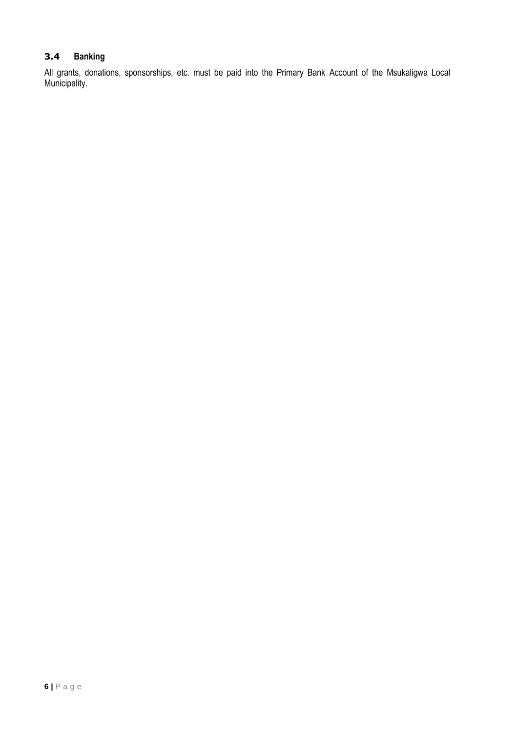### 3.4 Banking

All grants, donations, sponsorships, etc. must be paid into the Primary Bank Account of the Msukaligwa Local Municipality.